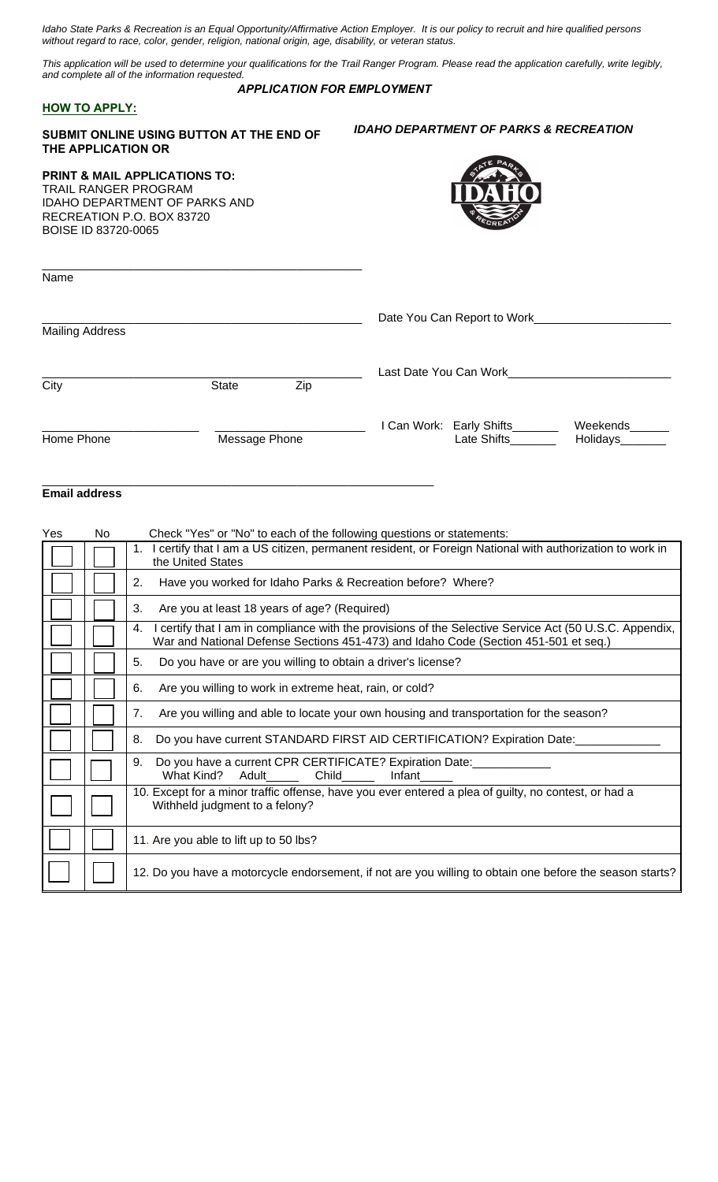*Idaho State Parks & Recreation is an Equal Opportunity/Affirmative Action Employer. It is our policy to recruit and hire qualified persons without regard to race, color, gender, religion, national origin, age, disability, or veteran status.*

*This application will be used to determine your qualifications for the Trail Ranger Program. Please read the application carefully, write legibly, and complete all of the information requested.*

***APPLICATION FOR EMPLOYMENT***

**HOW TO APPLY:**

**SUBMIT ONLINE USING BUTTON AT THE END OF THE APPLICATION OR**

**PRINT & MAIL APPLICATIONS TO:**
TRAIL RANGER PROGRAM
IDAHO DEPARTMENT OF PARKS AND RECREATION P.O. BOX 83720
BOISE ID 83720-0065

***IDAHO DEPARTMENT OF PARKS & RECREATION***

Name ______________________________

Mailing Address ______________________________

City ____________ State ______ Zip ______

Home Phone ____________ Message Phone ____________

Date You Can Report to Work ____________________

Last Date You Can Work ____________________

I Can Work: Early Shifts_______ Weekends______ Late Shifts_______ Holidays_______

**Email address** ______________________________

| Yes | No | Check "Yes" or "No" to each of the following questions or statements: |
|---|---|---|
| ☐ | ☐ | 1. I certify that I am a US citizen, permanent resident, or Foreign National with authorization to work in the United States |
| ☐ | ☐ | 2. Have you worked for Idaho Parks & Recreation before? Where? |
| ☐ | ☐ | 3. Are you at least 18 years of age? (Required) |
| ☐ | ☐ | 4. I certify that I am in compliance with the provisions of the Selective Service Act (50 U.S.C. Appendix, War and National Defense Sections 451-473) and Idaho Code (Section 451-501 et seq.) |
| ☐ | ☐ | 5. Do you have or are you willing to obtain a driver's license? |
| ☐ | ☐ | 6. Are you willing to work in extreme heat, rain, or cold? |
| ☐ | ☐ | 7. Are you willing and able to locate your own housing and transportation for the season? |
| ☐ | ☐ | 8. Do you have current STANDARD FIRST AID CERTIFICATION? Expiration Date:____________ |
| ☐ | ☐ | 9. Do you have a current CPR CERTIFICATE? Expiration Date:____________ What Kind? Adult_____ Child_____ Infant_____ |
| ☐ | ☐ | 10. Except for a minor traffic offense, have you ever entered a plea of guilty, no contest, or had a Withheld judgment to a felony? |
| ☐ | ☐ | 11. Are you able to lift up to 50 lbs? |
| ☐ | ☐ | 12. Do you have a motorcycle endorsement, if not are you willing to obtain one before the season starts? |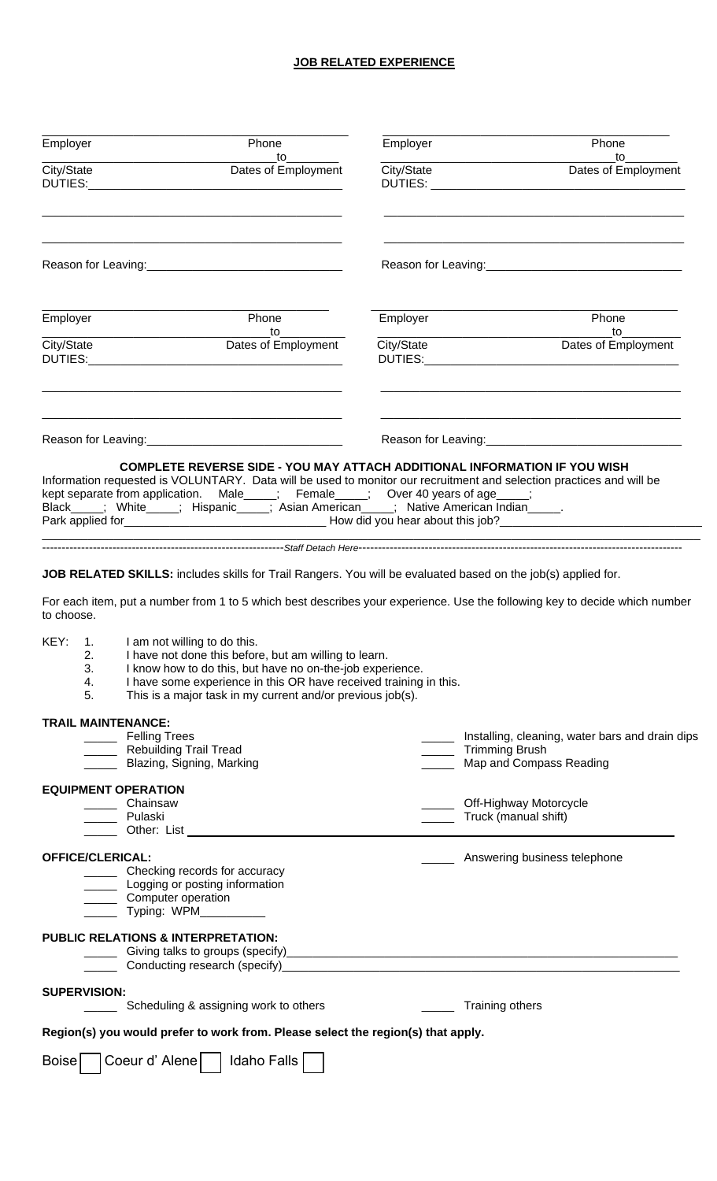## JOB RELATED EXPERIENCE

| | |
|---|---|
| Employer ______ Phone ______ | Employer ______ Phone ______ |
| City/State ______ Dates of Employment ______ to ______ | City/State ______ Dates of Employment ______ to ______ |
| DUTIES: ______ | DUTIES: ______ |
| Reason for Leaving: ______ | Reason for Leaving: ______ |
| Employer ______ Phone ______ | Employer ______ Phone ______ |
| City/State ______ Dates of Employment ______ to ______ | City/State ______ Dates of Employment ______ to ______ |
| DUTIES: ______ | DUTIES: ______ |
| Reason for Leaving: ______ | Reason for Leaving: ______ |

**COMPLETE REVERSE SIDE - YOU MAY ATTACH ADDITIONAL INFORMATION IF YOU WISH**

Information requested is VOLUNTARY. Data will be used to monitor our recruitment and selection practices and will be kept separate from application. Male_____; Female_____; Over 40 years of age_____;
Black_____; White_____; Hispanic_____; Asian American_____; Native American Indian_____.
Park applied for______________________________ How did you hear about this job?______________________________

------------------------------Staff Detach Here------------------------------

**JOB RELATED SKILLS:** includes skills for Trail Rangers. You will be evaluated based on the job(s) applied for.

For each item, put a number from 1 to 5 which best describes your experience. Use the following key to decide which number to choose.

KEY:
1. I am not willing to do this.
2. I have not done this before, but am willing to learn.
3. I know how to do this, but have no on-the-job experience.
4. I have some experience in this OR have received training in this.
5. This is a major task in my current and/or previous job(s).

**TRAIL MAINTENANCE:**
- _____ Felling Trees
- _____ Rebuilding Trail Tread
- _____ Blazing, Signing, Marking
- _____ Installing, cleaning, water bars and drain dips
- _____ Trimming Brush
- _____ Map and Compass Reading

**EQUIPMENT OPERATION**
- _____ Chainsaw
- _____ Pulaski
- _____ Other: List ______________________________
- _____ Off-Highway Motorcycle
- _____ Truck (manual shift)

**OFFICE/CLERICAL:**
- _____ Checking records for accuracy
- _____ Logging or posting information
- _____ Computer operation
- _____ Typing: WPM__________
- _____ Answering business telephone

**PUBLIC RELATIONS & INTERPRETATION:**
- _____ Giving talks to groups (specify)______________________________
- _____ Conducting research (specify)______________________________

**SUPERVISION:**
- _____ Scheduling & assigning work to others
- _____ Training others

**Region(s) you would prefer to work from. Please select the region(s) that apply.**

Boise ☐ Coeur d' Alene ☐ Idaho Falls ☐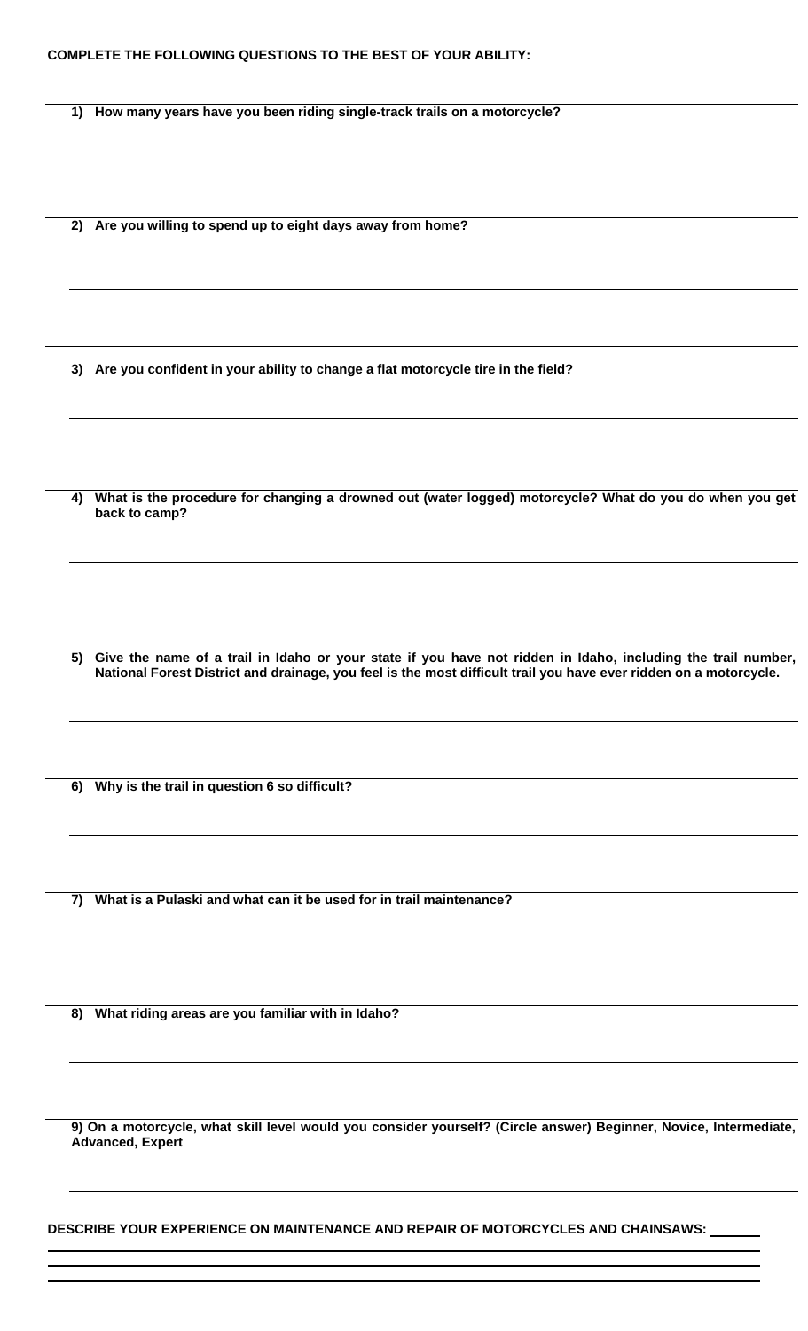**COMPLETE THE FOLLOWING QUESTIONS TO THE BEST OF YOUR ABILITY:**

**1) How many years have you been riding single-track trails on a motorcycle?**

**2) Are you willing to spend up to eight days away from home?**

**3) Are you confident in your ability to change a flat motorcycle tire in the field?**

**4) What is the procedure for changing a drowned out (water logged) motorcycle? What do you do when you get back to camp?**

**5) Give the name of a trail in Idaho or your state if you have not ridden in Idaho, including the trail number, National Forest District and drainage, you feel is the most difficult trail you have ever ridden on a motorcycle.**

**6) Why is the trail in question 6 so difficult?**

**7) What is a Pulaski and what can it be used for in trail maintenance?**

**8) What riding areas are you familiar with in Idaho?**

**9) On a motorcycle, what skill level would you consider yourself? (Circle answer) Beginner, Novice, Intermediate, Advanced, Expert**

**DESCRIBE YOUR EXPERIENCE ON MAINTENANCE AND REPAIR OF MOTORCYCLES AND CHAINSAWS:** ______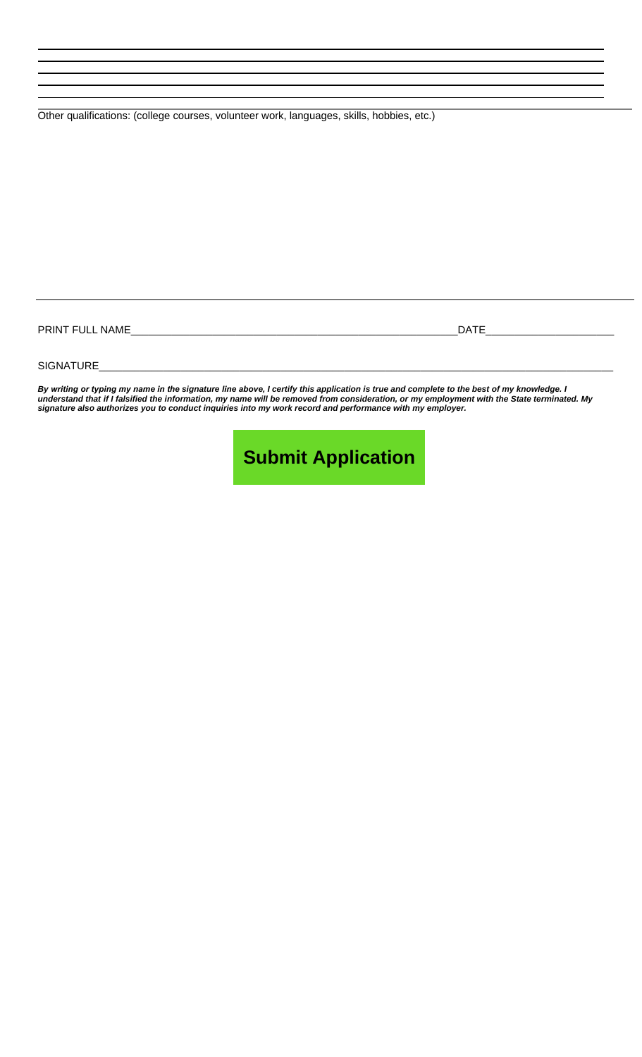Other qualifications: (college courses, volunteer work, languages, skills, hobbies, etc.)

PRINT FULL NAME\_\_\_\_\_\_\_\_\_\_\_\_\_\_\_\_\_\_\_\_\_\_\_\_\_\_\_\_\_\_\_\_\_\_\_\_\_\_\_\_ DATE\_\_\_\_\_\_\_\_\_\_\_\_\_\_\_\_\_\_\_\_

SIGNATURE\_\_\_\_\_\_\_\_\_\_\_\_\_\_\_\_\_\_\_\_\_\_\_\_\_\_\_\_\_\_\_\_\_\_\_\_\_\_\_\_\_\_\_\_\_\_\_\_\_\_\_\_\_\_\_\_\_\_\_\_

***By writing or typing my name in the signature line above, I certify this application is true and complete to the best of my knowledge. I understand that if I falsified the information, my name will be removed from consideration, or my employment with the State terminated. My signature also authorizes you to conduct inquiries into my work record and performance with my employer.***

**Submit Application**